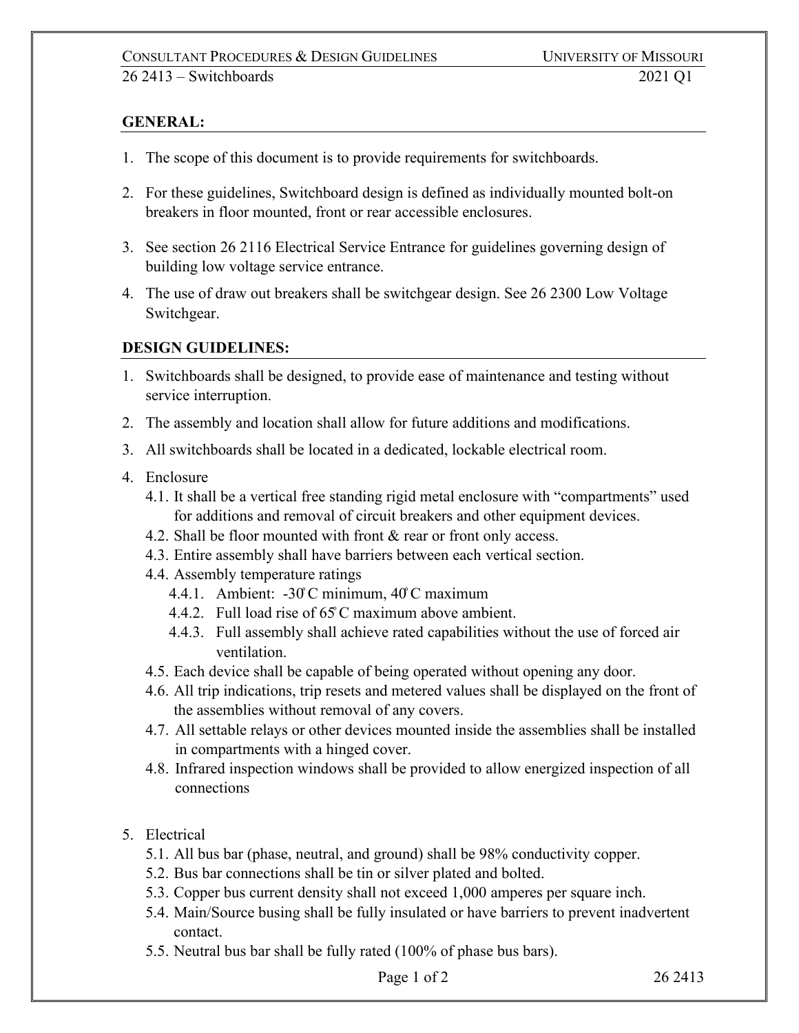## GENERAL:

1. The scope of this document is to provide requirements for switchboards.
2. For these guidelines, Switchboard design is defined as individually mounted bolt-on breakers in floor mounted, front or rear accessible enclosures.
3. See section 26 2116 Electrical Service Entrance for guidelines governing design of building low voltage service entrance.
4. The use of draw out breakers shall be switchgear design. See 26 2300 Low Voltage Switchgear.

## DESIGN GUIDELINES:

1. Switchboards shall be designed, to provide ease of maintenance and testing without service interruption.
2. The assembly and location shall allow for future additions and modifications.
3. All switchboards shall be located in a dedicated, lockable electrical room.
4. Enclosure
   - 4.1. It shall be a vertical free standing rigid metal enclosure with "compartments" used for additions and removal of circuit breakers and other equipment devices.
   - 4.2. Shall be floor mounted with front & rear or front only access.
   - 4.3. Entire assembly shall have barriers between each vertical section.
   - 4.4. Assembly temperature ratings
     - 4.4.1. Ambient: -30°C minimum, 40°C maximum
     - 4.4.2. Full load rise of 65°C maximum above ambient.
     - 4.4.3. Full assembly shall achieve rated capabilities without the use of forced air ventilation.
   - 4.5. Each device shall be capable of being operated without opening any door.
   - 4.6. All trip indications, trip resets and metered values shall be displayed on the front of the assemblies without removal of any covers.
   - 4.7. All settable relays or other devices mounted inside the assemblies shall be installed in compartments with a hinged cover.
   - 4.8. Infrared inspection windows shall be provided to allow energized inspection of all connections
5. Electrical
   - 5.1. All bus bar (phase, neutral, and ground) shall be 98% conductivity copper.
   - 5.2. Bus bar connections shall be tin or silver plated and bolted.
   - 5.3. Copper bus current density shall not exceed 1,000 amperes per square inch.
   - 5.4. Main/Source busing shall be fully insulated or have barriers to prevent inadvertent contact.
   - 5.5. Neutral bus bar shall be fully rated (100% of phase bus bars).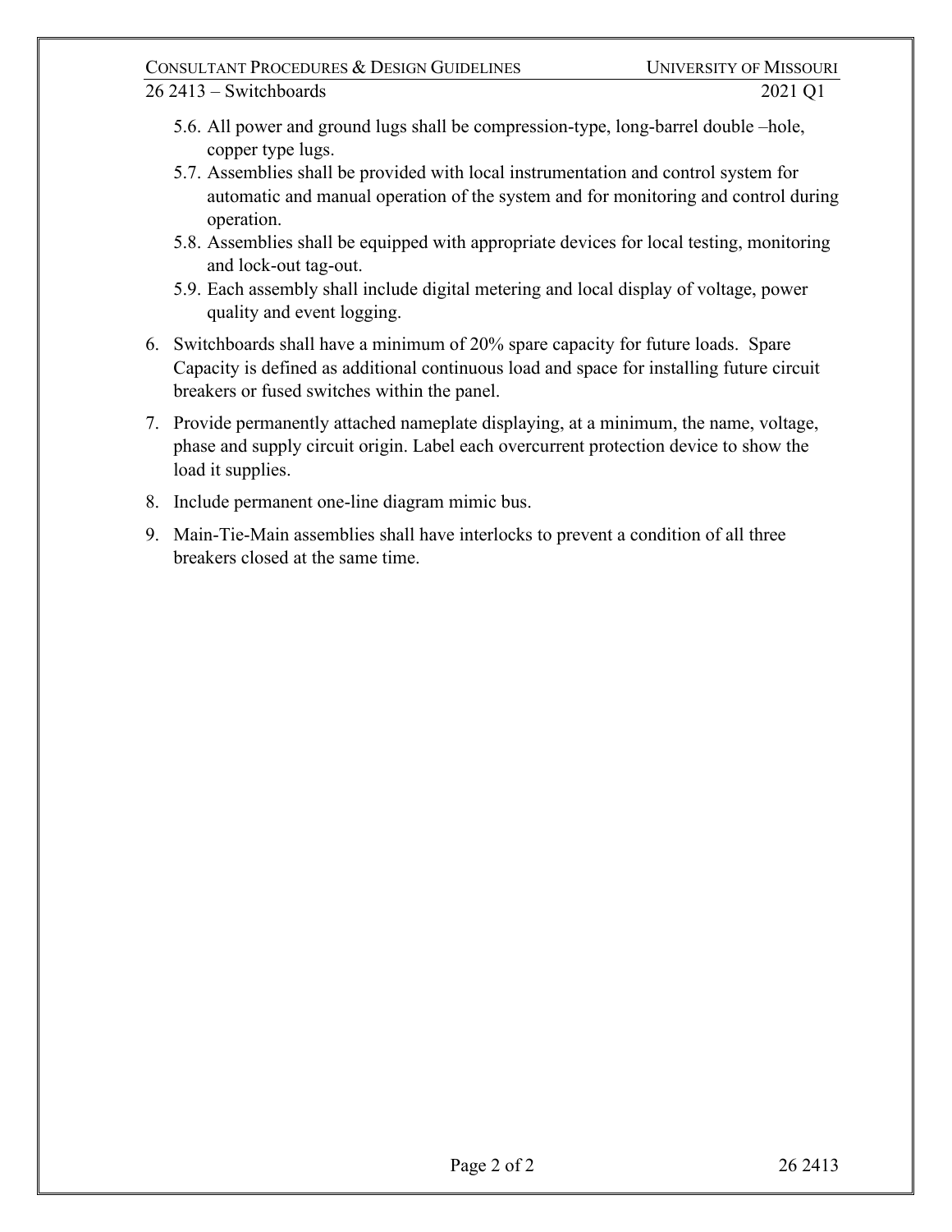5.6. All power and ground lugs shall be compression-type, long-barrel double –hole, copper type lugs.

5.7. Assemblies shall be provided with local instrumentation and control system for automatic and manual operation of the system and for monitoring and control during operation.

5.8. Assemblies shall be equipped with appropriate devices for local testing, monitoring and lock-out tag-out.

5.9. Each assembly shall include digital metering and local display of voltage, power quality and event logging.

6. Switchboards shall have a minimum of 20% spare capacity for future loads. Spare Capacity is defined as additional continuous load and space for installing future circuit breakers or fused switches within the panel.

7. Provide permanently attached nameplate displaying, at a minimum, the name, voltage, phase and supply circuit origin. Label each overcurrent protection device to show the load it supplies.

8. Include permanent one-line diagram mimic bus.

9. Main-Tie-Main assemblies shall have interlocks to prevent a condition of all three breakers closed at the same time.